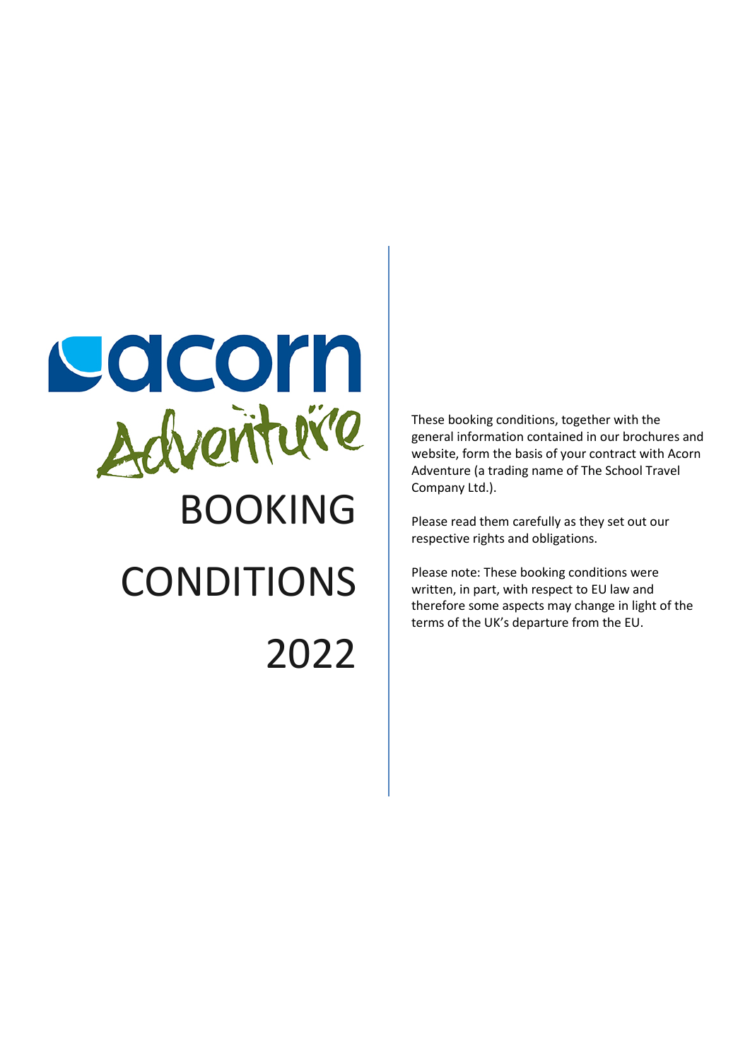acorn Adventure

# BOOKING CONDITIONS 2022

These booking conditions, together with the general information contained in our brochures and website, form the basis of your contract with Acorn Adventure (a trading name of The School Travel Company Ltd.).

Please read them carefully as they set out our respective rights and obligations.

Please note: These booking conditions were written, in part, with respect to EU law and therefore some aspects may change in light of the terms of the UK's departure from the EU.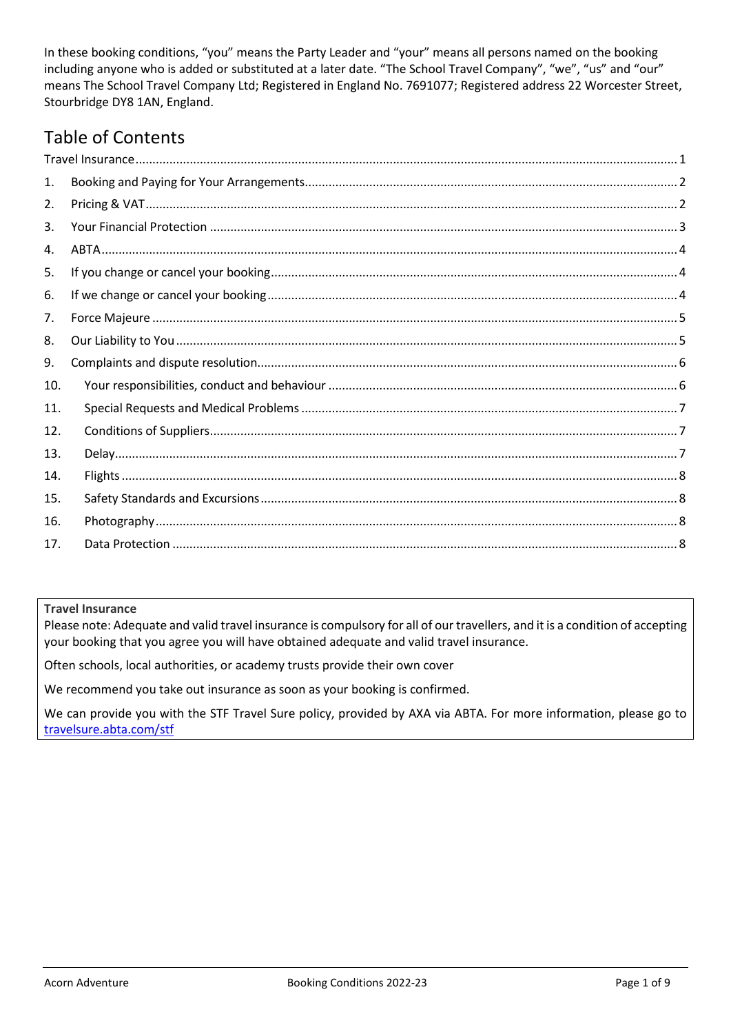In these booking conditions, "you" means the Party Leader and "your" means all persons named on the booking including anyone who is added or substituted at a later date. "The School Travel Company", "we", "us" and "our" means The School Travel Company Ltd; Registered in England No. 7691077; Registered address 22 Worcester Street, Stourbridge DY8 1AN, England.

# Table of Contents

Travel Insurance ..... 1

1. Booking and Paying for Your Arrangements ..... 2
2. Pricing & VAT ..... 2
3. Your Financial Protection ..... 3
4. ABTA ..... 4
5. If you change or cancel your booking ..... 4
6. If we change or cancel your booking ..... 4
7. Force Majeure ..... 5
8. Our Liability to You ..... 5
9. Complaints and dispute resolution ..... 6
10. Your responsibilities, conduct and behaviour ..... 6
11. Special Requests and Medical Problems ..... 7
12. Conditions of Suppliers ..... 7
13. Delay ..... 7
14. Flights ..... 8
15. Safety Standards and Excursions ..... 8
16. Photography ..... 8
17. Data Protection ..... 8

**Travel Insurance**

Please note: Adequate and valid travel insurance is compulsory for all of our travellers, and it is a condition of accepting your booking that you agree you will have obtained adequate and valid travel insurance.

Often schools, local authorities, or academy trusts provide their own cover

We recommend you take out insurance as soon as your booking is confirmed.

We can provide you with the STF Travel Sure policy, provided by AXA via ABTA. For more information, please go to [travelsure.abta.com/stf](travelsure.abta.com/stf)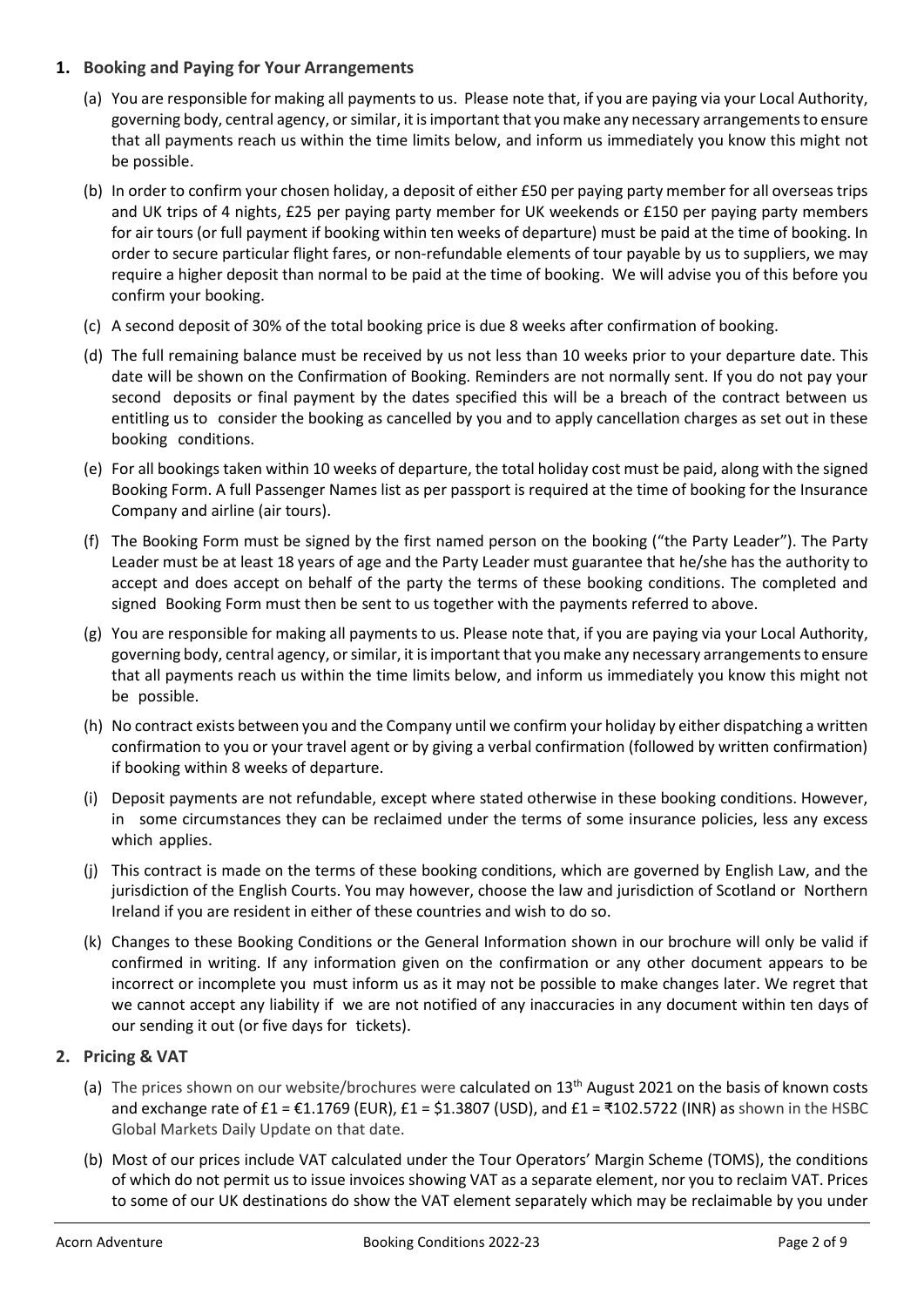## 1. Booking and Paying for Your Arrangements

(a) You are responsible for making all payments to us. Please note that, if you are paying via your Local Authority, governing body, central agency, or similar, it is important that you make any necessary arrangements to ensure that all payments reach us within the time limits below, and inform us immediately you know this might not be possible.

(b) In order to confirm your chosen holiday, a deposit of either £50 per paying party member for all overseas trips and UK trips of 4 nights, £25 per paying party member for UK weekends or £150 per paying party members for air tours (or full payment if booking within ten weeks of departure) must be paid at the time of booking. In order to secure particular flight fares, or non-refundable elements of tour payable by us to suppliers, we may require a higher deposit than normal to be paid at the time of booking. We will advise you of this before you confirm your booking.

(c) A second deposit of 30% of the total booking price is due 8 weeks after confirmation of booking.

(d) The full remaining balance must be received by us not less than 10 weeks prior to your departure date. This date will be shown on the Confirmation of Booking. Reminders are not normally sent. If you do not pay your second deposits or final payment by the dates specified this will be a breach of the contract between us entitling us to consider the booking as cancelled by you and to apply cancellation charges as set out in these booking conditions.

(e) For all bookings taken within 10 weeks of departure, the total holiday cost must be paid, along with the signed Booking Form. A full Passenger Names list as per passport is required at the time of booking for the Insurance Company and airline (air tours).

(f) The Booking Form must be signed by the first named person on the booking ("the Party Leader"). The Party Leader must be at least 18 years of age and the Party Leader must guarantee that he/she has the authority to accept and does accept on behalf of the party the terms of these booking conditions. The completed and signed Booking Form must then be sent to us together with the payments referred to above.

(g) You are responsible for making all payments to us. Please note that, if you are paying via your Local Authority, governing body, central agency, or similar, it is important that you make any necessary arrangements to ensure that all payments reach us within the time limits below, and inform us immediately you know this might not be possible.

(h) No contract exists between you and the Company until we confirm your holiday by either dispatching a written confirmation to you or your travel agent or by giving a verbal confirmation (followed by written confirmation) if booking within 8 weeks of departure.

(i) Deposit payments are not refundable, except where stated otherwise in these booking conditions. However, in some circumstances they can be reclaimed under the terms of some insurance policies, less any excess which applies.

(j) This contract is made on the terms of these booking conditions, which are governed by English Law, and the jurisdiction of the English Courts. You may however, choose the law and jurisdiction of Scotland or Northern Ireland if you are resident in either of these countries and wish to do so.

(k) Changes to these Booking Conditions or the General Information shown in our brochure will only be valid if confirmed in writing. If any information given on the confirmation or any other document appears to be incorrect or incomplete you must inform us as it may not be possible to make changes later. We regret that we cannot accept any liability if we are not notified of any inaccuracies in any document within ten days of our sending it out (or five days for tickets).

## 2. Pricing & VAT

(a) The prices shown on our website/brochures were calculated on 13th August 2021 on the basis of known costs and exchange rate of £1 = €1.1769 (EUR), £1 = $1.3807 (USD), and £1 = ₹102.5722 (INR) as shown in the HSBC Global Markets Daily Update on that date.

(b) Most of our prices include VAT calculated under the Tour Operators' Margin Scheme (TOMS), the conditions of which do not permit us to issue invoices showing VAT as a separate element, nor you to reclaim VAT. Prices to some of our UK destinations do show the VAT element separately which may be reclaimable by you under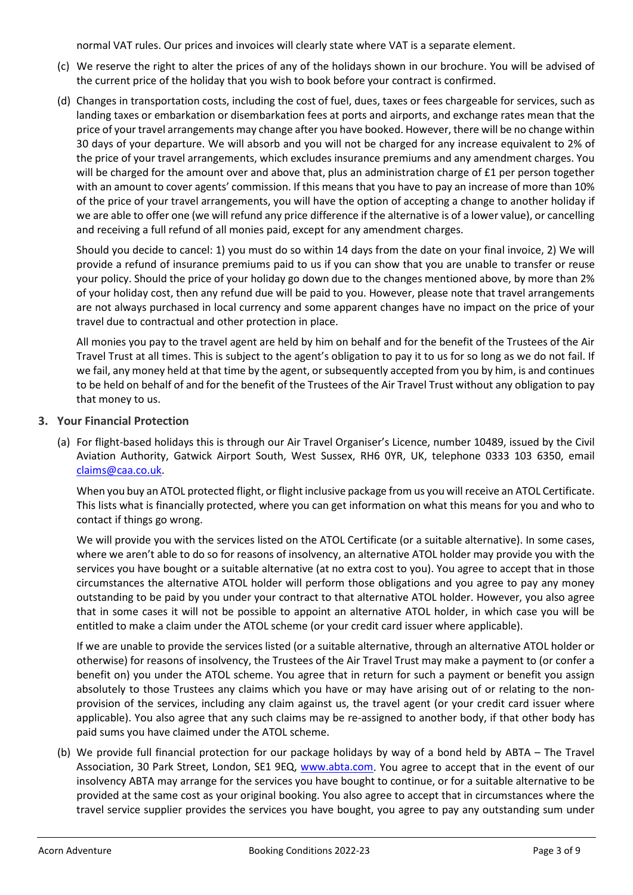normal VAT rules. Our prices and invoices will clearly state where VAT is a separate element.

(c) We reserve the right to alter the prices of any of the holidays shown in our brochure. You will be advised of the current price of the holiday that you wish to book before your contract is confirmed.

(d) Changes in transportation costs, including the cost of fuel, dues, taxes or fees chargeable for services, such as landing taxes or embarkation or disembarkation fees at ports and airports, and exchange rates mean that the price of your travel arrangements may change after you have booked. However, there will be no change within 30 days of your departure. We will absorb and you will not be charged for any increase equivalent to 2% of the price of your travel arrangements, which excludes insurance premiums and any amendment charges. You will be charged for the amount over and above that, plus an administration charge of £1 per person together with an amount to cover agents' commission. If this means that you have to pay an increase of more than 10% of the price of your travel arrangements, you will have the option of accepting a change to another holiday if we are able to offer one (we will refund any price difference if the alternative is of a lower value), or cancelling and receiving a full refund of all monies paid, except for any amendment charges.

Should you decide to cancel: 1) you must do so within 14 days from the date on your final invoice, 2) We will provide a refund of insurance premiums paid to us if you can show that you are unable to transfer or reuse your policy. Should the price of your holiday go down due to the changes mentioned above, by more than 2% of your holiday cost, then any refund due will be paid to you. However, please note that travel arrangements are not always purchased in local currency and some apparent changes have no impact on the price of your travel due to contractual and other protection in place.

All monies you pay to the travel agent are held by him on behalf and for the benefit of the Trustees of the Air Travel Trust at all times. This is subject to the agent's obligation to pay it to us for so long as we do not fail. If we fail, any money held at that time by the agent, or subsequently accepted from you by him, is and continues to be held on behalf of and for the benefit of the Trustees of the Air Travel Trust without any obligation to pay that money to us.

## 3. Your Financial Protection

(a) For flight-based holidays this is through our Air Travel Organiser's Licence, number 10489, issued by the Civil Aviation Authority, Gatwick Airport South, West Sussex, RH6 0YR, UK, telephone 0333 103 6350, email claims@caa.co.uk.

When you buy an ATOL protected flight, or flight inclusive package from us you will receive an ATOL Certificate. This lists what is financially protected, where you can get information on what this means for you and who to contact if things go wrong.

We will provide you with the services listed on the ATOL Certificate (or a suitable alternative). In some cases, where we aren't able to do so for reasons of insolvency, an alternative ATOL holder may provide you with the services you have bought or a suitable alternative (at no extra cost to you). You agree to accept that in those circumstances the alternative ATOL holder will perform those obligations and you agree to pay any money outstanding to be paid by you under your contract to that alternative ATOL holder. However, you also agree that in some cases it will not be possible to appoint an alternative ATOL holder, in which case you will be entitled to make a claim under the ATOL scheme (or your credit card issuer where applicable).

If we are unable to provide the services listed (or a suitable alternative, through an alternative ATOL holder or otherwise) for reasons of insolvency, the Trustees of the Air Travel Trust may make a payment to (or confer a benefit on) you under the ATOL scheme. You agree that in return for such a payment or benefit you assign absolutely to those Trustees any claims which you have or may have arising out of or relating to the non-provision of the services, including any claim against us, the travel agent (or your credit card issuer where applicable). You also agree that any such claims may be re-assigned to another body, if that other body has paid sums you have claimed under the ATOL scheme.

(b) We provide full financial protection for our package holidays by way of a bond held by ABTA – The Travel Association, 30 Park Street, London, SE1 9EQ, www.abta.com. You agree to accept that in the event of our insolvency ABTA may arrange for the services you have bought to continue, or for a suitable alternative to be provided at the same cost as your original booking. You also agree to accept that in circumstances where the travel service supplier provides the services you have bought, you agree to pay any outstanding sum under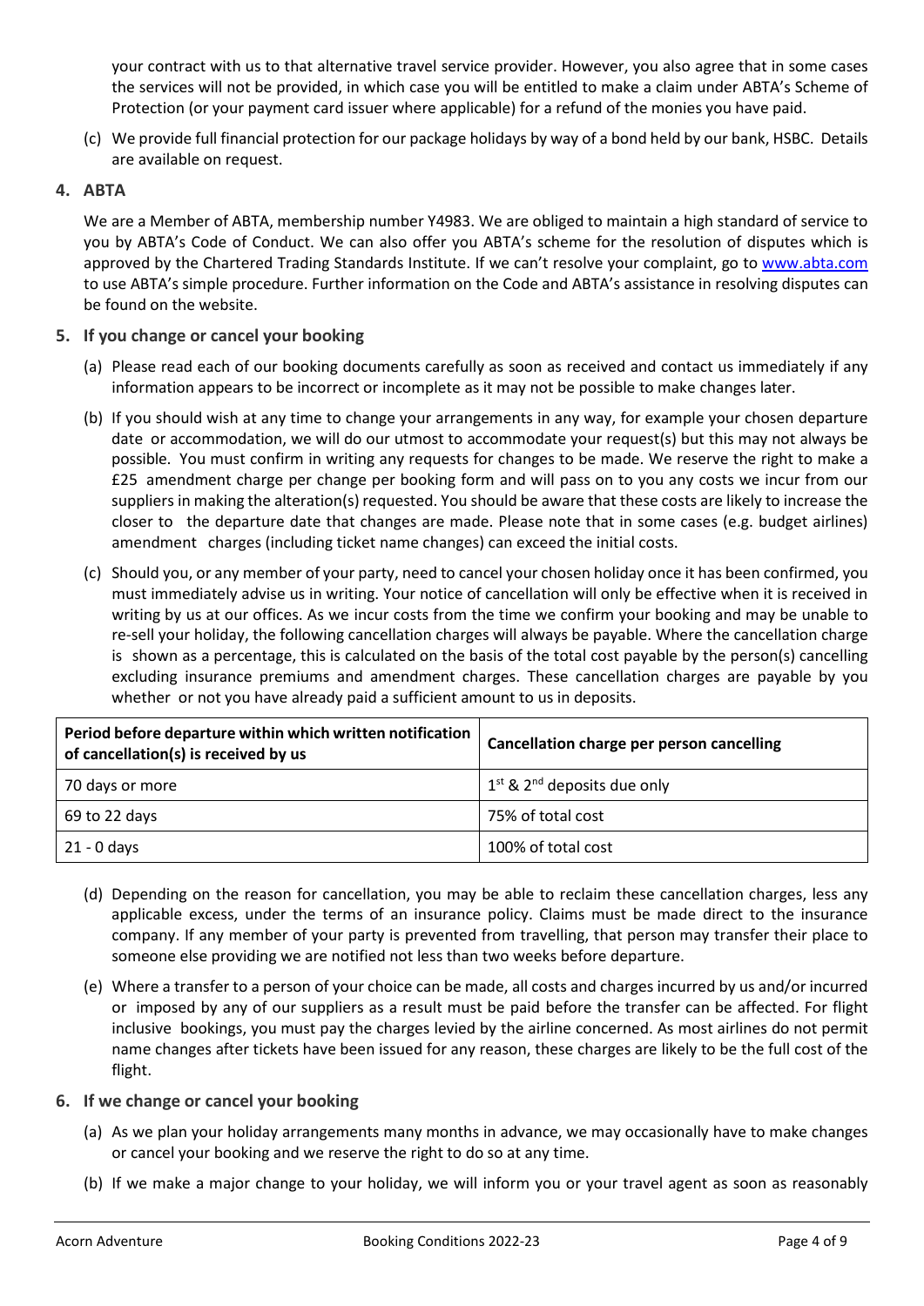your contract with us to that alternative travel service provider. However, you also agree that in some cases the services will not be provided, in which case you will be entitled to make a claim under ABTA's Scheme of Protection (or your payment card issuer where applicable) for a refund of the monies you have paid.

(c) We provide full financial protection for our package holidays by way of a bond held by our bank, HSBC. Details are available on request.

## 4. ABTA

We are a Member of ABTA, membership number Y4983. We are obliged to maintain a high standard of service to you by ABTA's Code of Conduct. We can also offer you ABTA's scheme for the resolution of disputes which is approved by the Chartered Trading Standards Institute. If we can't resolve your complaint, go to [www.abta.com](http://www.abta.com) to use ABTA's simple procedure. Further information on the Code and ABTA's assistance in resolving disputes can be found on the website.

## 5. If you change or cancel your booking

(a) Please read each of our booking documents carefully as soon as received and contact us immediately if any information appears to be incorrect or incomplete as it may not be possible to make changes later.

(b) If you should wish at any time to change your arrangements in any way, for example your chosen departure date or accommodation, we will do our utmost to accommodate your request(s) but this may not always be possible. You must confirm in writing any requests for changes to be made. We reserve the right to make a £25 amendment charge per change per booking form and will pass on to you any costs we incur from our suppliers in making the alteration(s) requested. You should be aware that these costs are likely to increase the closer to the departure date that changes are made. Please note that in some cases (e.g. budget airlines) amendment charges (including ticket name changes) can exceed the initial costs.

(c) Should you, or any member of your party, need to cancel your chosen holiday once it has been confirmed, you must immediately advise us in writing. Your notice of cancellation will only be effective when it is received in writing by us at our offices. As we incur costs from the time we confirm your booking and may be unable to re-sell your holiday, the following cancellation charges will always be payable. Where the cancellation charge is shown as a percentage, this is calculated on the basis of the total cost payable by the person(s) cancelling excluding insurance premiums and amendment charges. These cancellation charges are payable by you whether or not you have already paid a sufficient amount to us in deposits.

| Period before departure within which written notification of cancellation(s) is received by us | Cancellation charge per person cancelling |
|---|---|
| 70 days or more | 1st & 2nd deposits due only |
| 69 to 22 days | 75% of total cost |
| 21 - 0 days | 100% of total cost |

(d) Depending on the reason for cancellation, you may be able to reclaim these cancellation charges, less any applicable excess, under the terms of an insurance policy. Claims must be made direct to the insurance company. If any member of your party is prevented from travelling, that person may transfer their place to someone else providing we are notified not less than two weeks before departure.

(e) Where a transfer to a person of your choice can be made, all costs and charges incurred by us and/or incurred or imposed by any of our suppliers as a result must be paid before the transfer can be affected. For flight inclusive bookings, you must pay the charges levied by the airline concerned. As most airlines do not permit name changes after tickets have been issued for any reason, these charges are likely to be the full cost of the flight.

## 6. If we change or cancel your booking

(a) As we plan your holiday arrangements many months in advance, we may occasionally have to make changes or cancel your booking and we reserve the right to do so at any time.

(b) If we make a major change to your holiday, we will inform you or your travel agent as soon as reasonably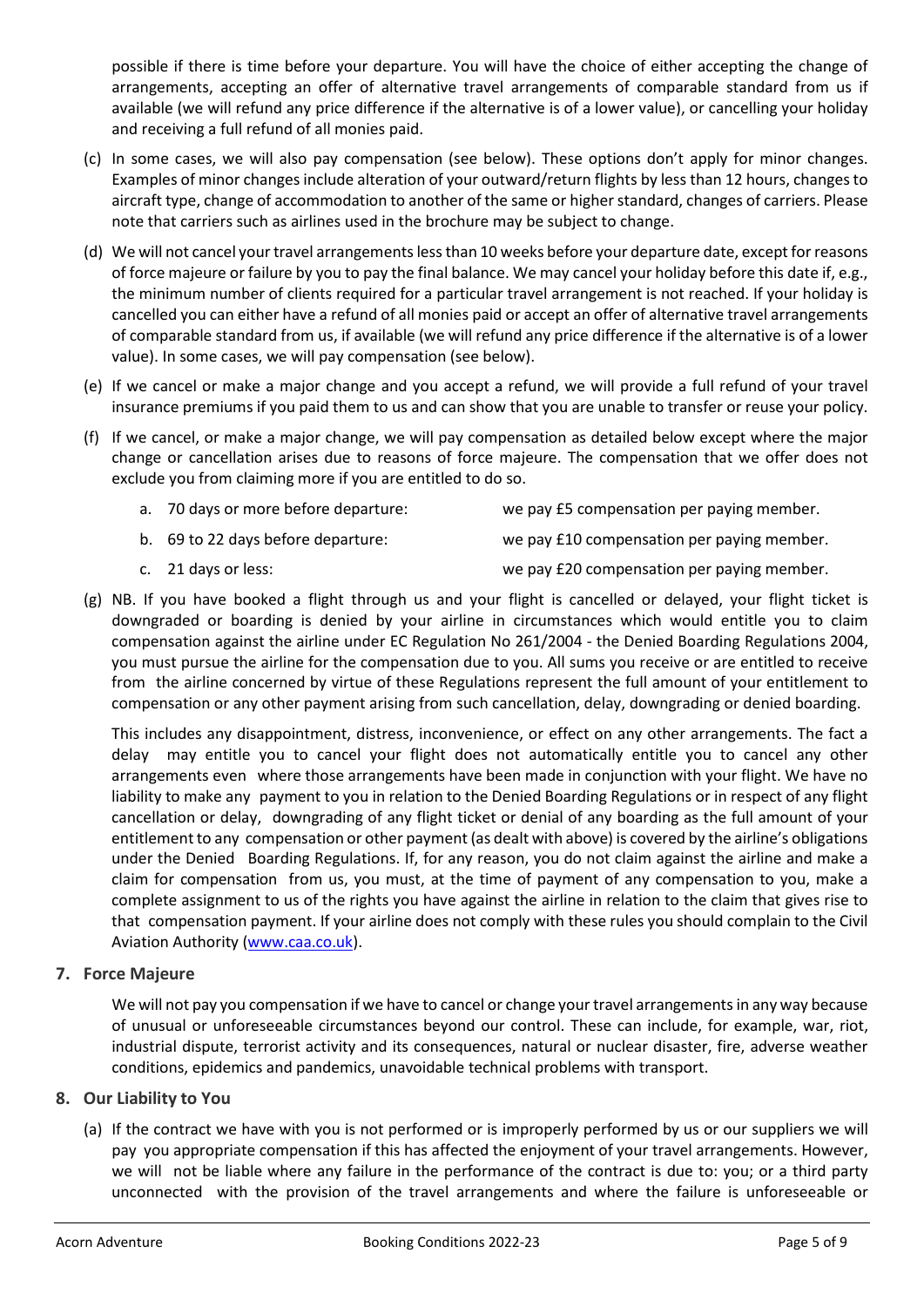possible if there is time before your departure. You will have the choice of either accepting the change of arrangements, accepting an offer of alternative travel arrangements of comparable standard from us if available (we will refund any price difference if the alternative is of a lower value), or cancelling your holiday and receiving a full refund of all monies paid.

(c) In some cases, we will also pay compensation (see below). These options don't apply for minor changes. Examples of minor changes include alteration of your outward/return flights by less than 12 hours, changes to aircraft type, change of accommodation to another of the same or higher standard, changes of carriers. Please note that carriers such as airlines used in the brochure may be subject to change.

(d) We will not cancel your travel arrangements less than 10 weeks before your departure date, except for reasons of force majeure or failure by you to pay the final balance. We may cancel your holiday before this date if, e.g., the minimum number of clients required for a particular travel arrangement is not reached. If your holiday is cancelled you can either have a refund of all monies paid or accept an offer of alternative travel arrangements of comparable standard from us, if available (we will refund any price difference if the alternative is of a lower value). In some cases, we will pay compensation (see below).

(e) If we cancel or make a major change and you accept a refund, we will provide a full refund of your travel insurance premiums if you paid them to us and can show that you are unable to transfer or reuse your policy.

(f) If we cancel, or make a major change, we will pay compensation as detailed below except where the major change or cancellation arises due to reasons of force majeure. The compensation that we offer does not exclude you from claiming more if you are entitled to do so.

   a. 70 days or more before departure: we pay £5 compensation per paying member.

   b. 69 to 22 days before departure: we pay £10 compensation per paying member.

   c. 21 days or less: we pay £20 compensation per paying member.

(g) NB. If you have booked a flight through us and your flight is cancelled or delayed, your flight ticket is downgraded or boarding is denied by your airline in circumstances which would entitle you to claim compensation against the airline under EC Regulation No 261/2004 - the Denied Boarding Regulations 2004, you must pursue the airline for the compensation due to you. All sums you receive or are entitled to receive from the airline concerned by virtue of these Regulations represent the full amount of your entitlement to compensation or any other payment arising from such cancellation, delay, downgrading or denied boarding.

This includes any disappointment, distress, inconvenience, or effect on any other arrangements. The fact a delay may entitle you to cancel your flight does not automatically entitle you to cancel any other arrangements even where those arrangements have been made in conjunction with your flight. We have no liability to make any payment to you in relation to the Denied Boarding Regulations or in respect of any flight cancellation or delay, downgrading of any flight ticket or denial of any boarding as the full amount of your entitlement to any compensation or other payment (as dealt with above) is covered by the airline's obligations under the Denied Boarding Regulations. If, for any reason, you do not claim against the airline and make a claim for compensation from us, you must, at the time of payment of any compensation to you, make a complete assignment to us of the rights you have against the airline in relation to the claim that gives rise to that compensation payment. If your airline does not comply with these rules you should complain to the Civil Aviation Authority ([www.caa.co.uk](http://www.caa.co.uk)).

## 7. Force Majeure

We will not pay you compensation if we have to cancel or change your travel arrangements in any way because of unusual or unforeseeable circumstances beyond our control. These can include, for example, war, riot, industrial dispute, terrorist activity and its consequences, natural or nuclear disaster, fire, adverse weather conditions, epidemics and pandemics, unavoidable technical problems with transport.

## 8. Our Liability to You

(a) If the contract we have with you is not performed or is improperly performed by us or our suppliers we will pay you appropriate compensation if this has affected the enjoyment of your travel arrangements. However, we will not be liable where any failure in the performance of the contract is due to: you; or a third party unconnected with the provision of the travel arrangements and where the failure is unforeseeable or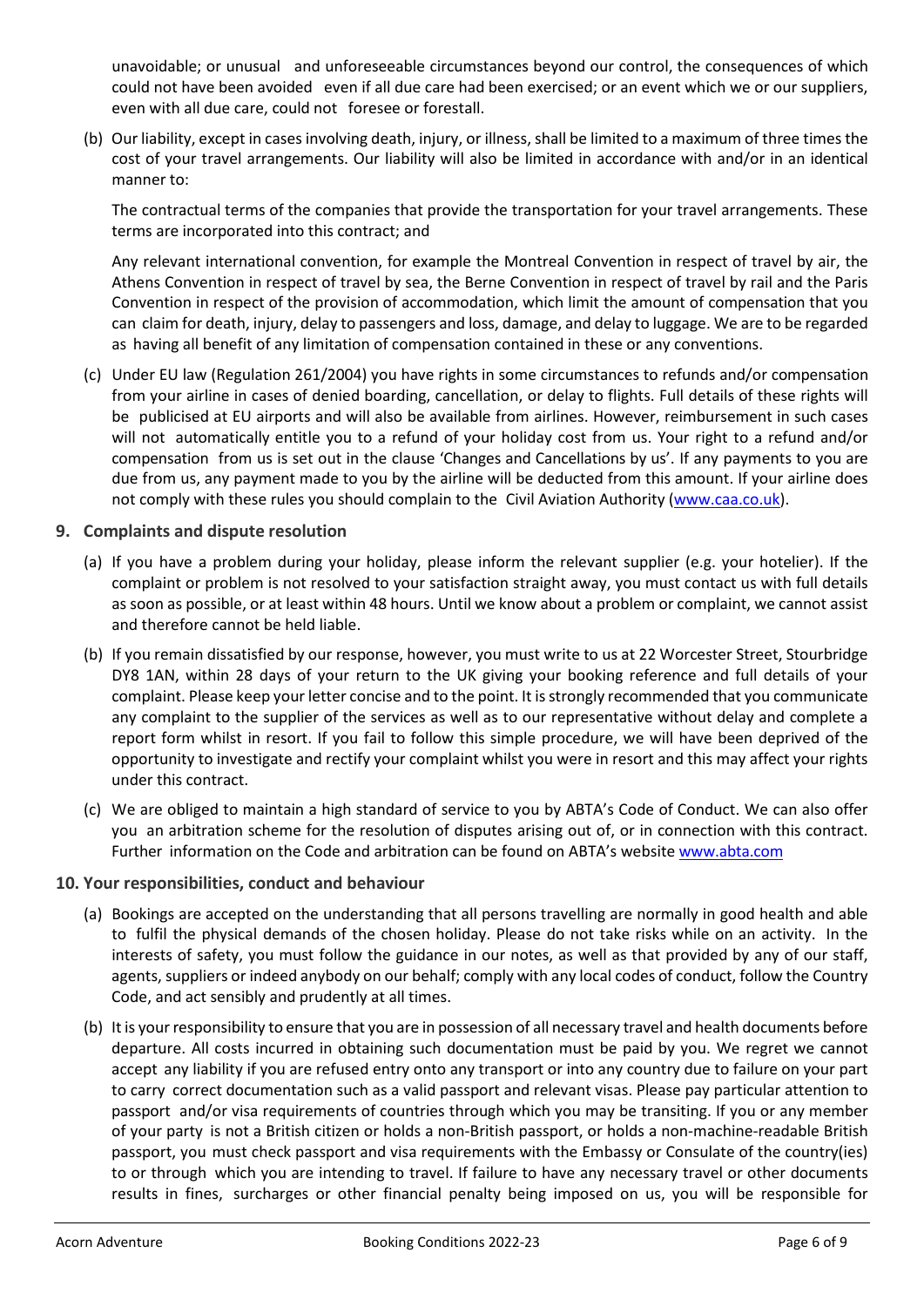unavoidable; or unusual and unforeseeable circumstances beyond our control, the consequences of which could not have been avoided even if all due care had been exercised; or an event which we or our suppliers, even with all due care, could not foresee or forestall.

(b) Our liability, except in cases involving death, injury, or illness, shall be limited to a maximum of three times the cost of your travel arrangements. Our liability will also be limited in accordance with and/or in an identical manner to:

The contractual terms of the companies that provide the transportation for your travel arrangements. These terms are incorporated into this contract; and

Any relevant international convention, for example the Montreal Convention in respect of travel by air, the Athens Convention in respect of travel by sea, the Berne Convention in respect of travel by rail and the Paris Convention in respect of the provision of accommodation, which limit the amount of compensation that you can claim for death, injury, delay to passengers and loss, damage, and delay to luggage. We are to be regarded as having all benefit of any limitation of compensation contained in these or any conventions.

(c) Under EU law (Regulation 261/2004) you have rights in some circumstances to refunds and/or compensation from your airline in cases of denied boarding, cancellation, or delay to flights. Full details of these rights will be publicised at EU airports and will also be available from airlines. However, reimbursement in such cases will not automatically entitle you to a refund of your holiday cost from us. Your right to a refund and/or compensation from us is set out in the clause 'Changes and Cancellations by us'. If any payments to you are due from us, any payment made to you by the airline will be deducted from this amount. If your airline does not comply with these rules you should complain to the Civil Aviation Authority (www.caa.co.uk).

## 9. Complaints and dispute resolution

(a) If you have a problem during your holiday, please inform the relevant supplier (e.g. your hotelier). If the complaint or problem is not resolved to your satisfaction straight away, you must contact us with full details as soon as possible, or at least within 48 hours. Until we know about a problem or complaint, we cannot assist and therefore cannot be held liable.

(b) If you remain dissatisfied by our response, however, you must write to us at 22 Worcester Street, Stourbridge DY8 1AN, within 28 days of your return to the UK giving your booking reference and full details of your complaint. Please keep your letter concise and to the point. It is strongly recommended that you communicate any complaint to the supplier of the services as well as to our representative without delay and complete a report form whilst in resort. If you fail to follow this simple procedure, we will have been deprived of the opportunity to investigate and rectify your complaint whilst you were in resort and this may affect your rights under this contract.

(c) We are obliged to maintain a high standard of service to you by ABTA's Code of Conduct. We can also offer you an arbitration scheme for the resolution of disputes arising out of, or in connection with this contract. Further information on the Code and arbitration can be found on ABTA's website www.abta.com

## 10. Your responsibilities, conduct and behaviour

(a) Bookings are accepted on the understanding that all persons travelling are normally in good health and able to fulfil the physical demands of the chosen holiday. Please do not take risks while on an activity. In the interests of safety, you must follow the guidance in our notes, as well as that provided by any of our staff, agents, suppliers or indeed anybody on our behalf; comply with any local codes of conduct, follow the Country Code, and act sensibly and prudently at all times.

(b) It is your responsibility to ensure that you are in possession of all necessary travel and health documents before departure. All costs incurred in obtaining such documentation must be paid by you. We regret we cannot accept any liability if you are refused entry onto any transport or into any country due to failure on your part to carry correct documentation such as a valid passport and relevant visas. Please pay particular attention to passport and/or visa requirements of countries through which you may be transiting. If you or any member of your party is not a British citizen or holds a non-British passport, or holds a non-machine-readable British passport, you must check passport and visa requirements with the Embassy or Consulate of the country(ies) to or through which you are intending to travel. If failure to have any necessary travel or other documents results in fines, surcharges or other financial penalty being imposed on us, you will be responsible for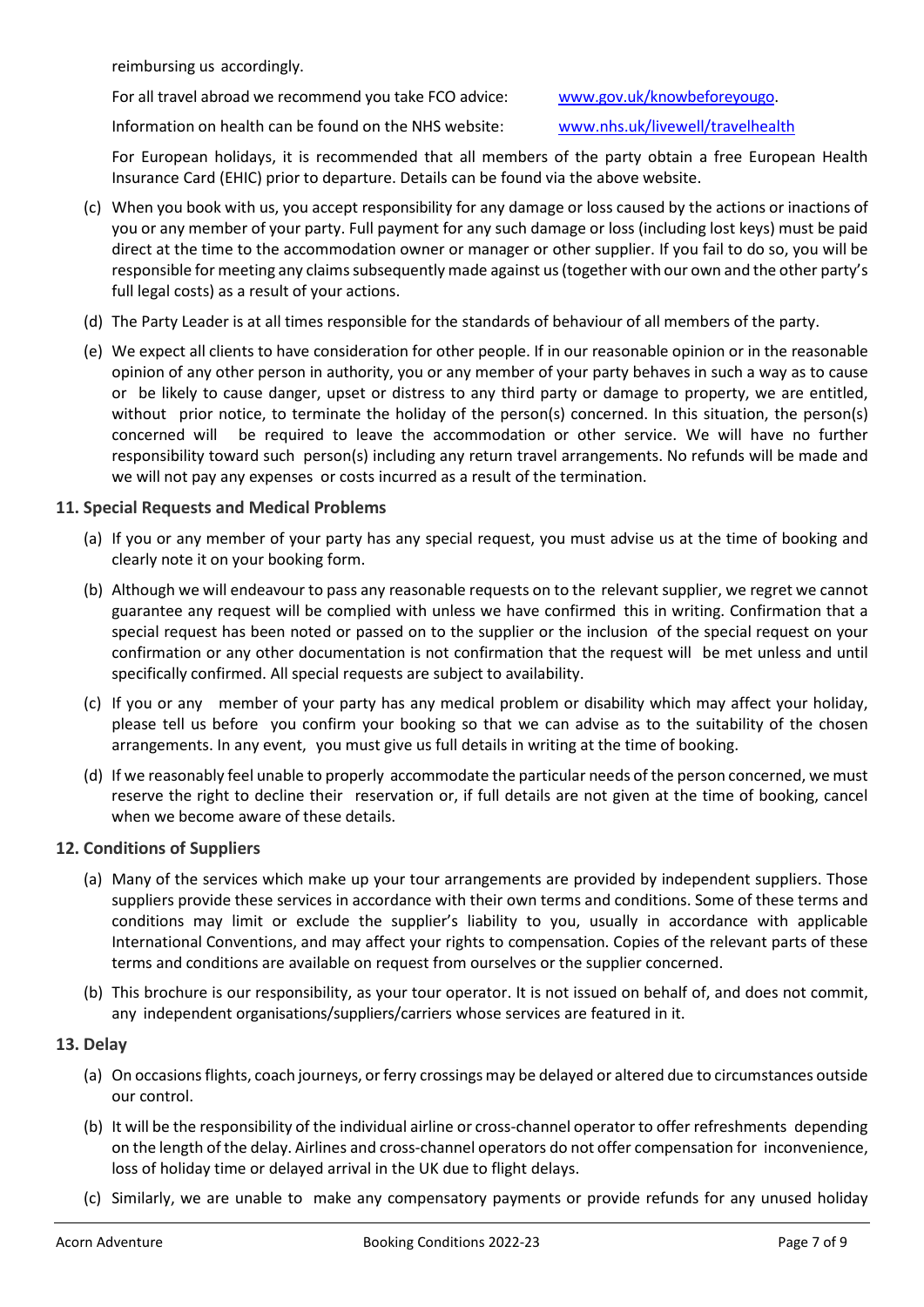reimbursing us accordingly.

For all travel abroad we recommend you take FCO advice: www.gov.uk/knowbeforeyougo.

Information on health can be found on the NHS website: www.nhs.uk/livewell/travelhealth

For European holidays, it is recommended that all members of the party obtain a free European Health Insurance Card (EHIC) prior to departure. Details can be found via the above website.

(c) When you book with us, you accept responsibility for any damage or loss caused by the actions or inactions of you or any member of your party. Full payment for any such damage or loss (including lost keys) must be paid direct at the time to the accommodation owner or manager or other supplier. If you fail to do so, you will be responsible for meeting any claims subsequently made against us (together with our own and the other party's full legal costs) as a result of your actions.

(d) The Party Leader is at all times responsible for the standards of behaviour of all members of the party.

(e) We expect all clients to have consideration for other people. If in our reasonable opinion or in the reasonable opinion of any other person in authority, you or any member of your party behaves in such a way as to cause or be likely to cause danger, upset or distress to any third party or damage to property, we are entitled, without prior notice, to terminate the holiday of the person(s) concerned. In this situation, the person(s) concerned will be required to leave the accommodation or other service. We will have no further responsibility toward such person(s) including any return travel arrangements. No refunds will be made and we will not pay any expenses or costs incurred as a result of the termination.

## 11. Special Requests and Medical Problems

(a) If you or any member of your party has any special request, you must advise us at the time of booking and clearly note it on your booking form.

(b) Although we will endeavour to pass any reasonable requests on to the relevant supplier, we regret we cannot guarantee any request will be complied with unless we have confirmed this in writing. Confirmation that a special request has been noted or passed on to the supplier or the inclusion of the special request on your confirmation or any other documentation is not confirmation that the request will be met unless and until specifically confirmed. All special requests are subject to availability.

(c) If you or any member of your party has any medical problem or disability which may affect your holiday, please tell us before you confirm your booking so that we can advise as to the suitability of the chosen arrangements. In any event, you must give us full details in writing at the time of booking.

(d) If we reasonably feel unable to properly accommodate the particular needs of the person concerned, we must reserve the right to decline their reservation or, if full details are not given at the time of booking, cancel when we become aware of these details.

## 12. Conditions of Suppliers

(a) Many of the services which make up your tour arrangements are provided by independent suppliers. Those suppliers provide these services in accordance with their own terms and conditions. Some of these terms and conditions may limit or exclude the supplier's liability to you, usually in accordance with applicable International Conventions, and may affect your rights to compensation. Copies of the relevant parts of these terms and conditions are available on request from ourselves or the supplier concerned.

(b) This brochure is our responsibility, as your tour operator. It is not issued on behalf of, and does not commit, any independent organisations/suppliers/carriers whose services are featured in it.

## 13. Delay

(a) On occasions flights, coach journeys, or ferry crossings may be delayed or altered due to circumstances outside our control.

(b) It will be the responsibility of the individual airline or cross-channel operator to offer refreshments depending on the length of the delay. Airlines and cross-channel operators do not offer compensation for inconvenience, loss of holiday time or delayed arrival in the UK due to flight delays.

(c) Similarly, we are unable to make any compensatory payments or provide refunds for any unused holiday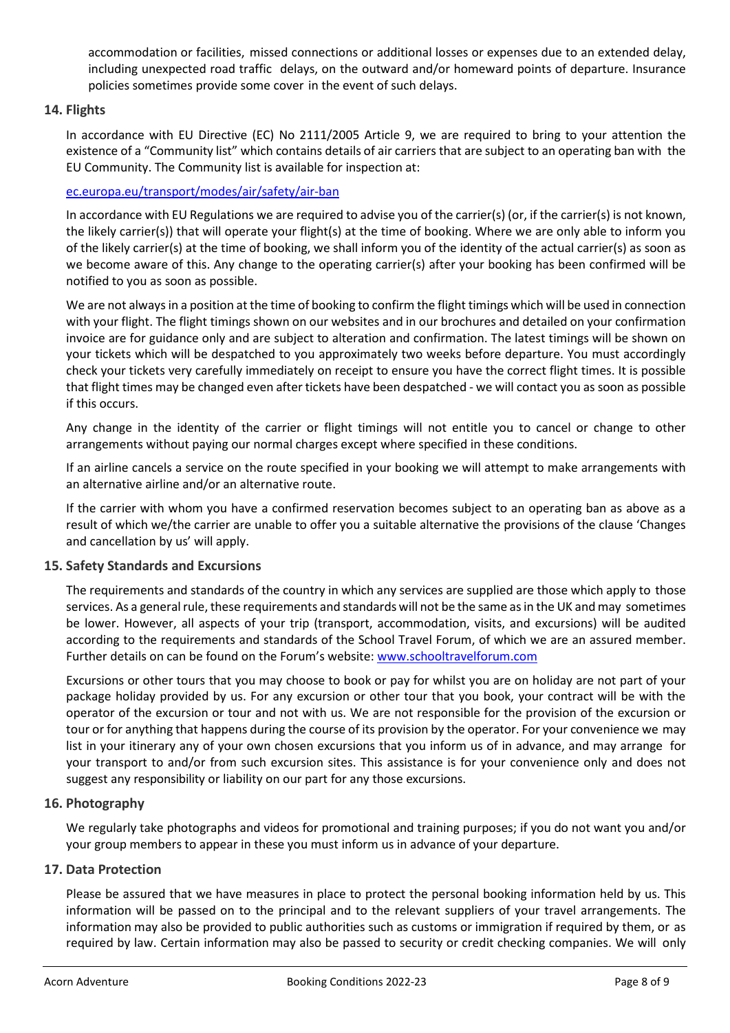accommodation or facilities, missed connections or additional losses or expenses due to an extended delay, including unexpected road traffic delays, on the outward and/or homeward points of departure. Insurance policies sometimes provide some cover in the event of such delays.

## 14. Flights

In accordance with EU Directive (EC) No 2111/2005 Article 9, we are required to bring to your attention the existence of a "Community list" which contains details of air carriers that are subject to an operating ban with the EU Community. The Community list is available for inspection at:

[ec.europa.eu/transport/modes/air/safety/air-ban](ec.europa.eu/transport/modes/air/safety/air-ban)

In accordance with EU Regulations we are required to advise you of the carrier(s) (or, if the carrier(s) is not known, the likely carrier(s)) that will operate your flight(s) at the time of booking. Where we are only able to inform you of the likely carrier(s) at the time of booking, we shall inform you of the identity of the actual carrier(s) as soon as we become aware of this. Any change to the operating carrier(s) after your booking has been confirmed will be notified to you as soon as possible.

We are not always in a position at the time of booking to confirm the flight timings which will be used in connection with your flight. The flight timings shown on our websites and in our brochures and detailed on your confirmation invoice are for guidance only and are subject to alteration and confirmation. The latest timings will be shown on your tickets which will be despatched to you approximately two weeks before departure. You must accordingly check your tickets very carefully immediately on receipt to ensure you have the correct flight times. It is possible that flight times may be changed even after tickets have been despatched - we will contact you as soon as possible if this occurs.

Any change in the identity of the carrier or flight timings will not entitle you to cancel or change to other arrangements without paying our normal charges except where specified in these conditions.

If an airline cancels a service on the route specified in your booking we will attempt to make arrangements with an alternative airline and/or an alternative route.

If the carrier with whom you have a confirmed reservation becomes subject to an operating ban as above as a result of which we/the carrier are unable to offer you a suitable alternative the provisions of the clause 'Changes and cancellation by us' will apply.

## 15. Safety Standards and Excursions

The requirements and standards of the country in which any services are supplied are those which apply to those services. As a general rule, these requirements and standards will not be the same as in the UK and may sometimes be lower. However, all aspects of your trip (transport, accommodation, visits, and excursions) will be audited according to the requirements and standards of the School Travel Forum, of which we are an assured member. Further details on can be found on the Forum's website: [www.schooltravelforum.com](www.schooltravelforum.com)

Excursions or other tours that you may choose to book or pay for whilst you are on holiday are not part of your package holiday provided by us. For any excursion or other tour that you book, your contract will be with the operator of the excursion or tour and not with us. We are not responsible for the provision of the excursion or tour or for anything that happens during the course of its provision by the operator. For your convenience we may list in your itinerary any of your own chosen excursions that you inform us of in advance, and may arrange for your transport to and/or from such excursion sites. This assistance is for your convenience only and does not suggest any responsibility or liability on our part for any those excursions.

## 16. Photography

We regularly take photographs and videos for promotional and training purposes; if you do not want you and/or your group members to appear in these you must inform us in advance of your departure.

## 17. Data Protection

Please be assured that we have measures in place to protect the personal booking information held by us. This information will be passed on to the principal and to the relevant suppliers of your travel arrangements. The information may also be provided to public authorities such as customs or immigration if required by them, or as required by law. Certain information may also be passed to security or credit checking companies. We will only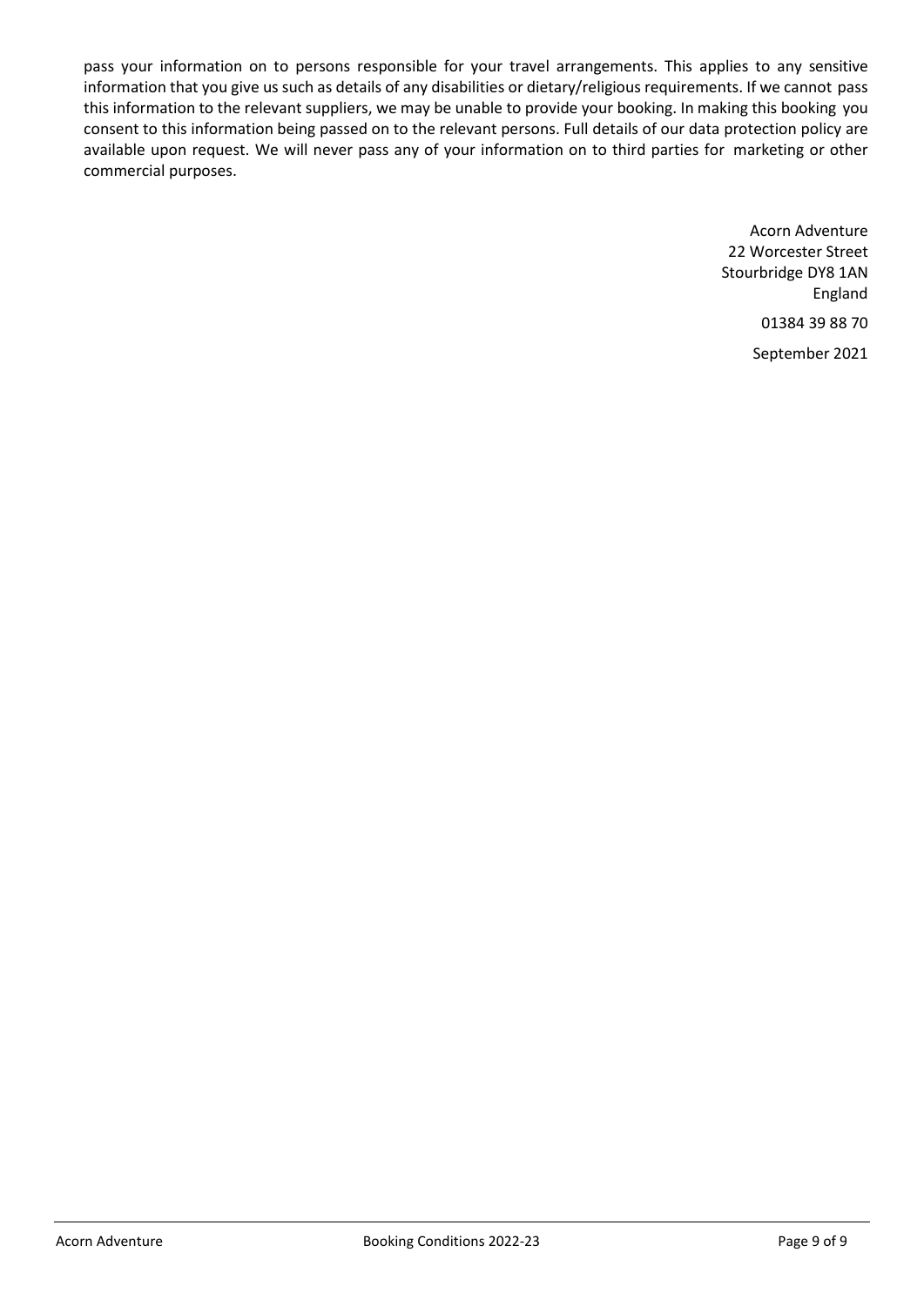pass your information on to persons responsible for your travel arrangements. This applies to any sensitive information that you give us such as details of any disabilities or dietary/religious requirements. If we cannot pass this information to the relevant suppliers, we may be unable to provide your booking. In making this booking you consent to this information being passed on to the relevant persons. Full details of our data protection policy are available upon request. We will never pass any of your information on to third parties for marketing or other commercial purposes.

Acorn Adventure
22 Worcester Street
Stourbridge DY8 1AN
England

01384 39 88 70

September 2021